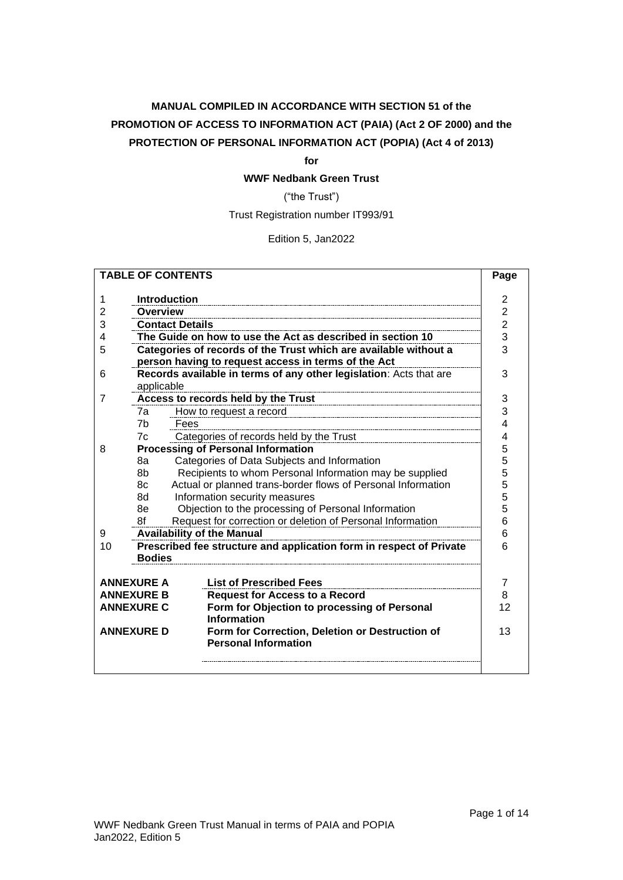**MANUAL COMPILED IN ACCORDANCE WITH SECTION 51 of the PROMOTION OF ACCESS TO INFORMATION ACT (PAIA) (Act 2 OF 2000) and the PROTECTION OF PERSONAL INFORMATION ACT (POPIA) (Act 4 of 2013)**

**for**

**WWF Nedbank Green Trust**

("the Trust")

Trust Registration number IT993/91

Edition 5, Jan2022

| TABLE OF CONTENTS | | | Page |
|---|---|---|---|
| 1 | **Introduction** | | 2 |
| 2 | **Overview** | | 2 |
| 3 | **Contact Details** | | 2 |
| 4 | **The Guide on how to use the Act as described in section 10** | | 3 |
| 5 | **Categories of records of the Trust which are available without a person having to request access in terms of the Act** | | 3 |
| 6 | **Records available in terms of any other legislation**: Acts that are applicable | | 3 |
| 7 | **Access to records held by the Trust** | | 3 |
| | 7a | How to request a record | 3 |
| | 7b | Fees | 4 |
| | 7c | Categories of records held by the Trust | 4 |
| 8 | **Processing of Personal Information** | | 5 |
| | 8a | Categories of Data Subjects and Information | 5 |
| | 8b | Recipients to whom Personal Information may be supplied | 5 |
| | 8c | Actual or planned trans-border flows of Personal Information | 5 |
| | 8d | Information security measures | 5 |
| | 8e | Objection to the processing of Personal Information | 5 |
| | 8f | Request for correction or deletion of Personal Information | 6 |
| 9 | **Availability of the Manual** | | 6 |
| 10 | **Prescribed fee structure and application form in respect of Private Bodies** | | 6 |
| **ANNEXURE A** | | **List of Prescribed Fees** | 7 |
| **ANNEXURE B** | | **Request for Access to a Record** | 8 |
| **ANNEXURE C** | | **Form for Objection to processing of Personal Information** | 12 |
| **ANNEXURE D** | | **Form for Correction, Deletion or Destruction of Personal Information** | 13 |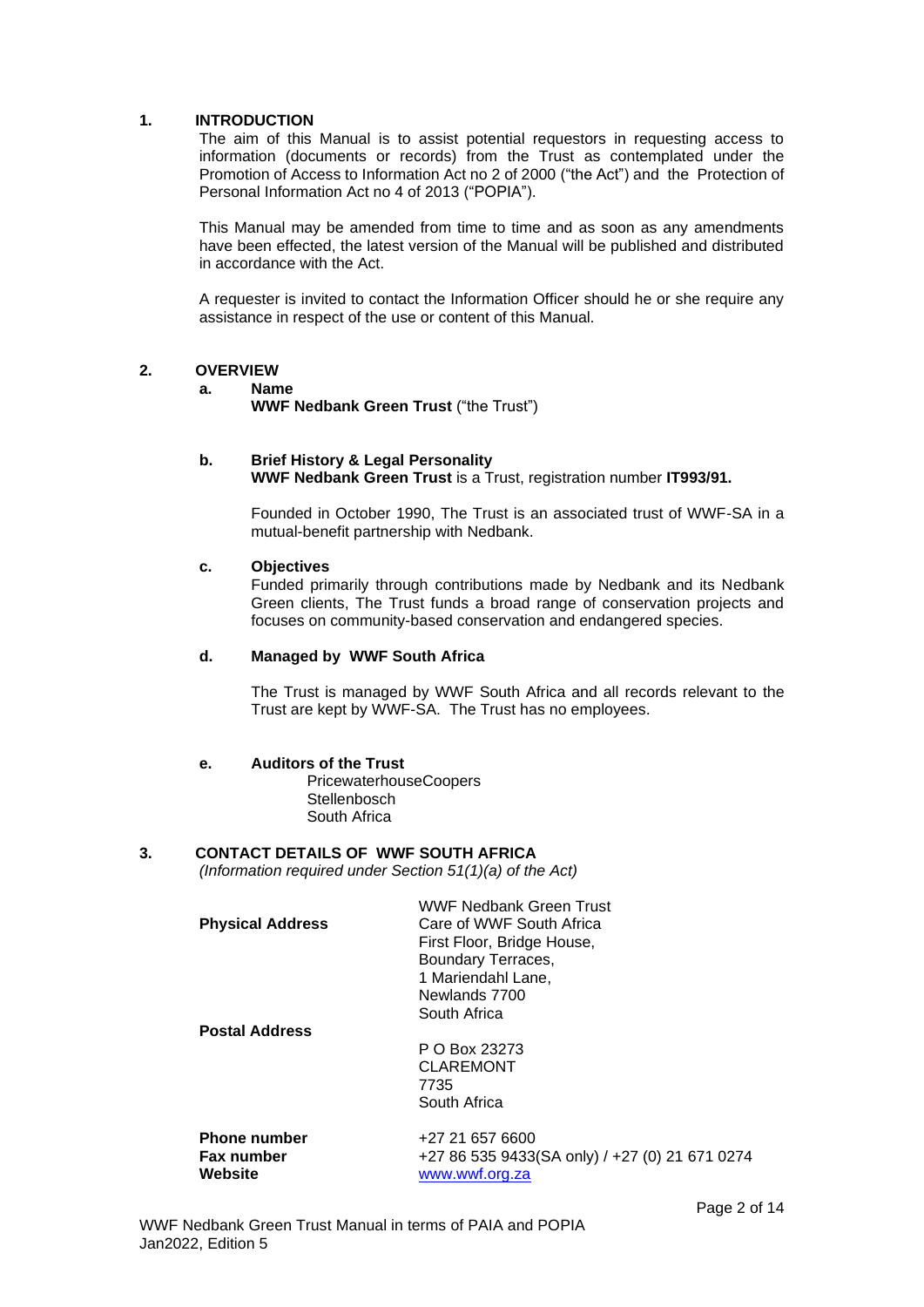## 1. INTRODUCTION

The aim of this Manual is to assist potential requestors in requesting access to information (documents or records) from the Trust as contemplated under the Promotion of Access to Information Act no 2 of 2000 ("the Act") and the Protection of Personal Information Act no 4 of 2013 ("POPIA").

This Manual may be amended from time to time and as soon as any amendments have been effected, the latest version of the Manual will be published and distributed in accordance with the Act.

A requester is invited to contact the Information Officer should he or she require any assistance in respect of the use or content of this Manual.

## 2. OVERVIEW

### a. Name

**WWF Nedbank Green Trust** ("the Trust")

### b. Brief History & Legal Personality

**WWF Nedbank Green Trust** is a Trust, registration number **IT993/91.**

Founded in October 1990, The Trust is an associated trust of WWF-SA in a mutual-benefit partnership with Nedbank.

### c. Objectives

Funded primarily through contributions made by Nedbank and its Nedbank Green clients, The Trust funds a broad range of conservation projects and focuses on community-based conservation and endangered species.

### d. Managed by WWF South Africa

The Trust is managed by WWF South Africa and all records relevant to the Trust are kept by WWF-SA. The Trust has no employees.

### e. Auditors of the Trust

PricewaterhouseCoopers
Stellenbosch
South Africa

## 3. CONTACT DETAILS OF WWF SOUTH AFRICA

*(Information required under Section 51(1)(a) of the Act)*

| | |
|---|---|
| **Physical Address** | WWF Nedbank Green Trust<br>Care of WWF South Africa<br>First Floor, Bridge House,<br>Boundary Terraces,<br>1 Mariendahl Lane,<br>Newlands 7700<br>South Africa |
| **Postal Address** | P O Box 23273<br>CLAREMONT<br>7735<br>South Africa |
| **Phone number** | +27 21 657 6600 |
| **Fax number** | +27 86 535 9433(SA only) / +27 (0) 21 671 0274 |
| **Website** | www.wwf.org.za |

WWF Nedbank Green Trust Manual in terms of PAIA and POPIA
Jan2022, Edition 5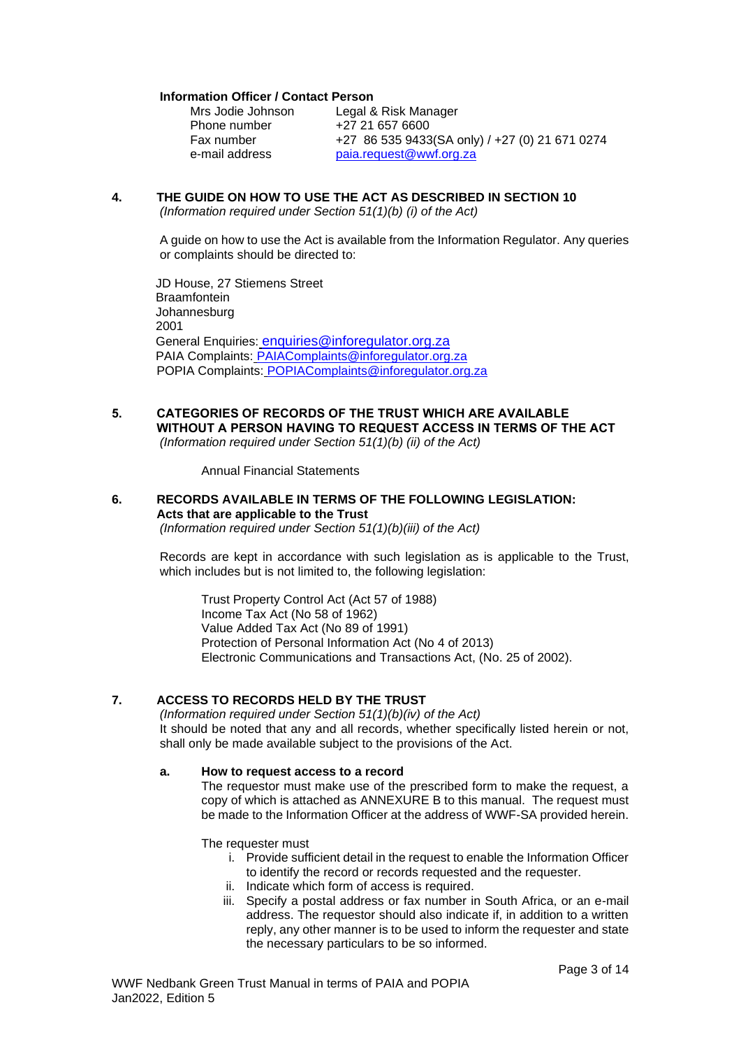**Information Officer / Contact Person**

| | |
|---|---|
| Mrs Jodie Johnson | Legal & Risk Manager |
| Phone number | +27 21 657 6600 |
| Fax number | +27 86 535 9433(SA only) / +27 (0) 21 671 0274 |
| e-mail address | paia.request@wwf.org.za |

## 4. THE GUIDE ON HOW TO USE THE ACT AS DESCRIBED IN SECTION 10

*(Information required under Section 51(1)(b) (i) of the Act)*

A guide on how to use the Act is available from the Information Regulator. Any queries or complaints should be directed to:

JD House, 27 Stiemens Street
Braamfontein
Johannesburg
2001
General Enquiries: enquiries@inforegulator.org.za
PAIA Complaints: PAIAComplaints@inforegulator.org.za
POPIA Complaints: POPIAComplaints@inforegulator.org.za

## 5. CATEGORIES OF RECORDS OF THE TRUST WHICH ARE AVAILABLE WITHOUT A PERSON HAVING TO REQUEST ACCESS IN TERMS OF THE ACT

*(Information required under Section 51(1)(b) (ii) of the Act)*

Annual Financial Statements

## 6. RECORDS AVAILABLE IN TERMS OF THE FOLLOWING LEGISLATION: Acts that are applicable to the Trust

*(Information required under Section 51(1)(b)(iii) of the Act)*

Records are kept in accordance with such legislation as is applicable to the Trust, which includes but is not limited to, the following legislation:

Trust Property Control Act (Act 57 of 1988)
Income Tax Act (No 58 of 1962)
Value Added Tax Act (No 89 of 1991)
Protection of Personal Information Act (No 4 of 2013)
Electronic Communications and Transactions Act, (No. 25 of 2002).

## 7. ACCESS TO RECORDS HELD BY THE TRUST

*(Information required under Section 51(1)(b)(iv) of the Act)*
It should be noted that any and all records, whether specifically listed herein or not, shall only be made available subject to the provisions of the Act.

### a. How to request access to a record

The requestor must make use of the prescribed form to make the request, a copy of which is attached as ANNEXURE B to this manual. The request must be made to the Information Officer at the address of WWF-SA provided herein.

The requester must

i. Provide sufficient detail in the request to enable the Information Officer to identify the record or records requested and the requester.
ii. Indicate which form of access is required.
iii. Specify a postal address or fax number in South Africa, or an e-mail address. The requestor should also indicate if, in addition to a written reply, any other manner is to be used to inform the requester and state the necessary particulars to be so informed.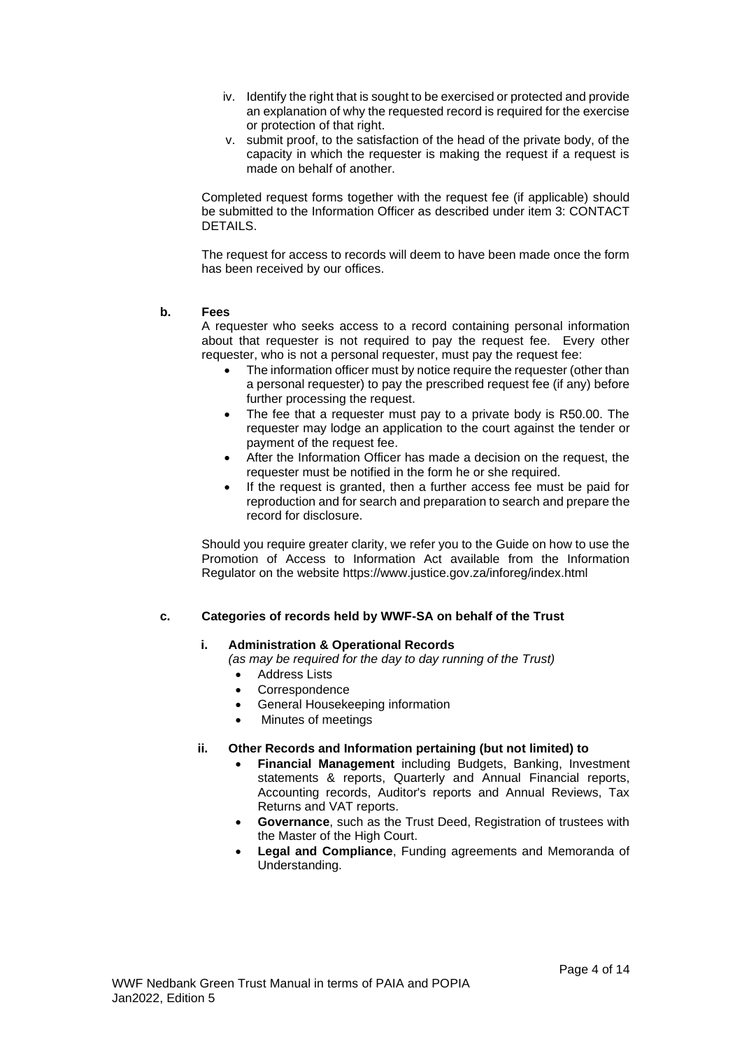iv. Identify the right that is sought to be exercised or protected and provide an explanation of why the requested record is required for the exercise or protection of that right.

v. submit proof, to the satisfaction of the head of the private body, of the capacity in which the requester is making the request if a request is made on behalf of another.

Completed request forms together with the request fee (if applicable) should be submitted to the Information Officer as described under item 3: CONTACT DETAILS.

The request for access to records will deem to have been made once the form has been received by our offices.

**b. Fees**

A requester who seeks access to a record containing personal information about that requester is not required to pay the request fee. Every other requester, who is not a personal requester, must pay the request fee:

- The information officer must by notice require the requester (other than a personal requester) to pay the prescribed request fee (if any) before further processing the request.
- The fee that a requester must pay to a private body is R50.00. The requester may lodge an application to the court against the tender or payment of the request fee.
- After the Information Officer has made a decision on the request, the requester must be notified in the form he or she required.
- If the request is granted, then a further access fee must be paid for reproduction and for search and preparation to search and prepare the record for disclosure.

Should you require greater clarity, we refer you to the Guide on how to use the Promotion of Access to Information Act available from the Information Regulator on the website https://www.justice.gov.za/inforeg/index.html

**c. Categories of records held by WWF-SA on behalf of the Trust**

**i. Administration & Operational Records**

*(as may be required for the day to day running of the Trust)*

- Address Lists
- Correspondence
- General Housekeeping information
- Minutes of meetings

**ii. Other Records and Information pertaining (but not limited) to**

- **Financial Management** including Budgets, Banking, Investment statements & reports, Quarterly and Annual Financial reports, Accounting records, Auditor's reports and Annual Reviews, Tax Returns and VAT reports.
- **Governance**, such as the Trust Deed, Registration of trustees with the Master of the High Court.
- **Legal and Compliance**, Funding agreements and Memoranda of Understanding.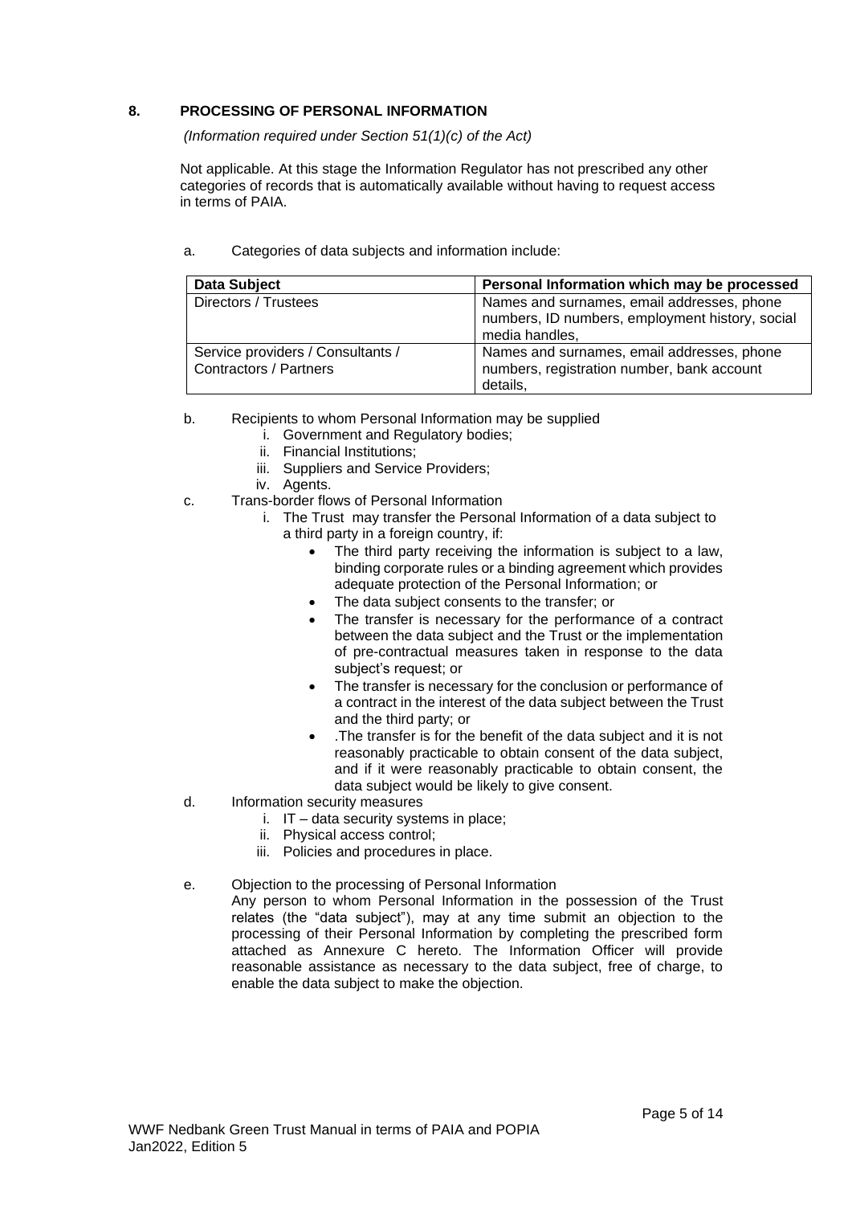## 8. PROCESSING OF PERSONAL INFORMATION

*(Information required under Section 51(1)(c) of the Act)*

Not applicable. At this stage the Information Regulator has not prescribed any other categories of records that is automatically available without having to request access in terms of PAIA.

a. Categories of data subjects and information include:

| Data Subject | Personal Information which may be processed |
| --- | --- |
| Directors / Trustees | Names and surnames, email addresses, phone numbers, ID numbers, employment history, social media handles, |
| Service providers / Consultants / Contractors / Partners | Names and surnames, email addresses, phone numbers, registration number, bank account details, |

b. Recipients to whom Personal Information may be supplied
   i. Government and Regulatory bodies;
   ii. Financial Institutions;
   iii. Suppliers and Service Providers;
   iv. Agents.

c. Trans-border flows of Personal Information
   i. The Trust may transfer the Personal Information of a data subject to a third party in a foreign country, if:
      - The third party receiving the information is subject to a law, binding corporate rules or a binding agreement which provides adequate protection of the Personal Information; or
      - The data subject consents to the transfer; or
      - The transfer is necessary for the performance of a contract between the data subject and the Trust or the implementation of pre-contractual measures taken in response to the data subject's request; or
      - The transfer is necessary for the conclusion or performance of a contract in the interest of the data subject between the Trust and the third party; or
      - .The transfer is for the benefit of the data subject and it is not reasonably practicable to obtain consent of the data subject, and if it were reasonably practicable to obtain consent, the data subject would be likely to give consent.

d. Information security measures
   i. IT – data security systems in place;
   ii. Physical access control;
   iii. Policies and procedures in place.

e. Objection to the processing of Personal Information

Any person to whom Personal Information in the possession of the Trust relates (the "data subject"), may at any time submit an objection to the processing of their Personal Information by completing the prescribed form attached as Annexure C hereto. The Information Officer will provide reasonable assistance as necessary to the data subject, free of charge, to enable the data subject to make the objection.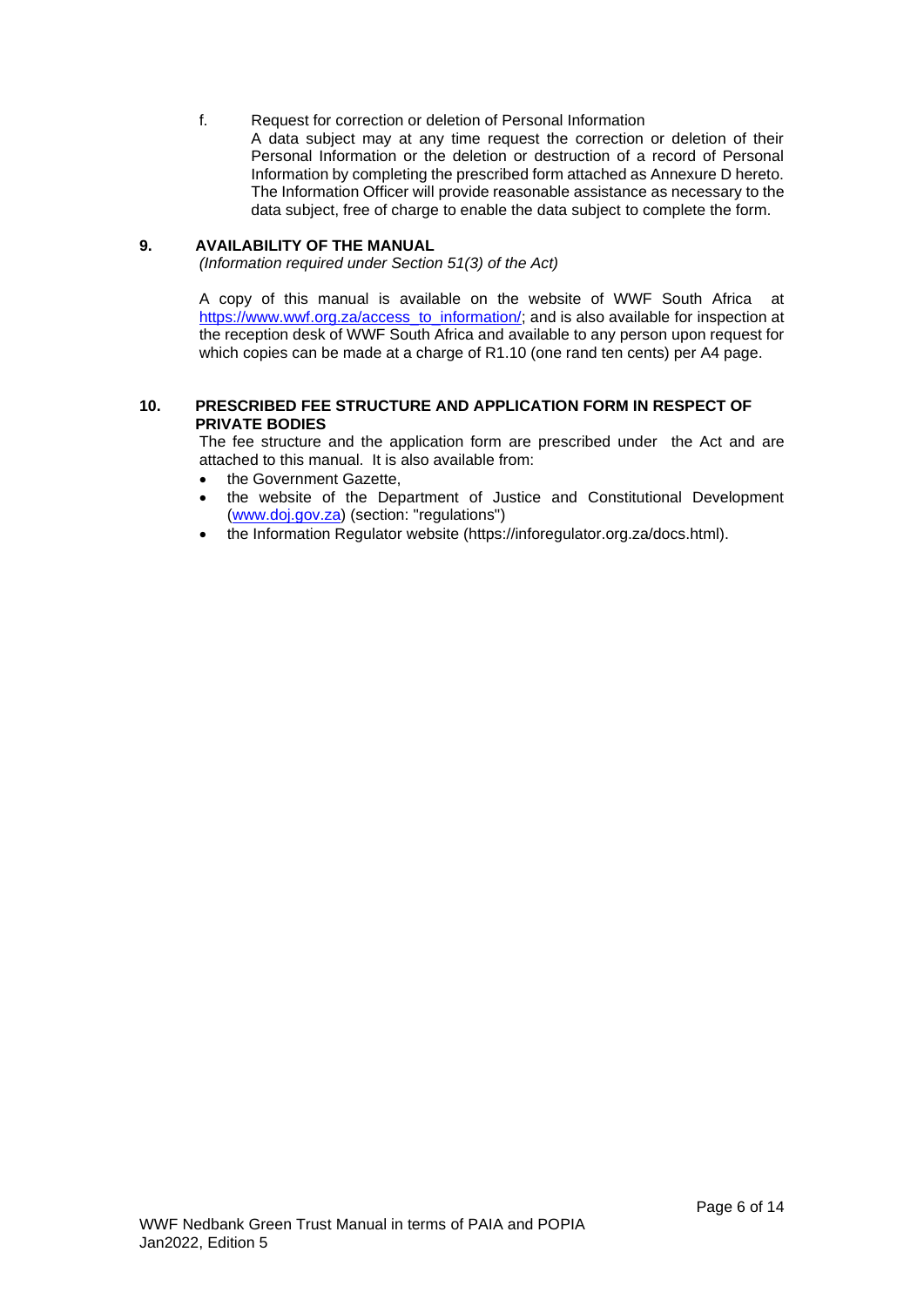f. Request for correction or deletion of Personal Information

A data subject may at any time request the correction or deletion of their Personal Information or the deletion or destruction of a record of Personal Information by completing the prescribed form attached as Annexure D hereto. The Information Officer will provide reasonable assistance as necessary to the data subject, free of charge to enable the data subject to complete the form.

## 9. AVAILABILITY OF THE MANUAL

*(Information required under Section 51(3) of the Act)*

A copy of this manual is available on the website of WWF South Africa at https://www.wwf.org.za/access_to_information/; and is also available for inspection at the reception desk of WWF South Africa and available to any person upon request for which copies can be made at a charge of R1.10 (one rand ten cents) per A4 page.

## 10. PRESCRIBED FEE STRUCTURE AND APPLICATION FORM IN RESPECT OF PRIVATE BODIES

The fee structure and the application form are prescribed under the Act and are attached to this manual. It is also available from:

- the Government Gazette,
- the website of the Department of Justice and Constitutional Development (www.doj.gov.za) (section: "regulations")
- the Information Regulator website (https://inforegulator.org.za/docs.html).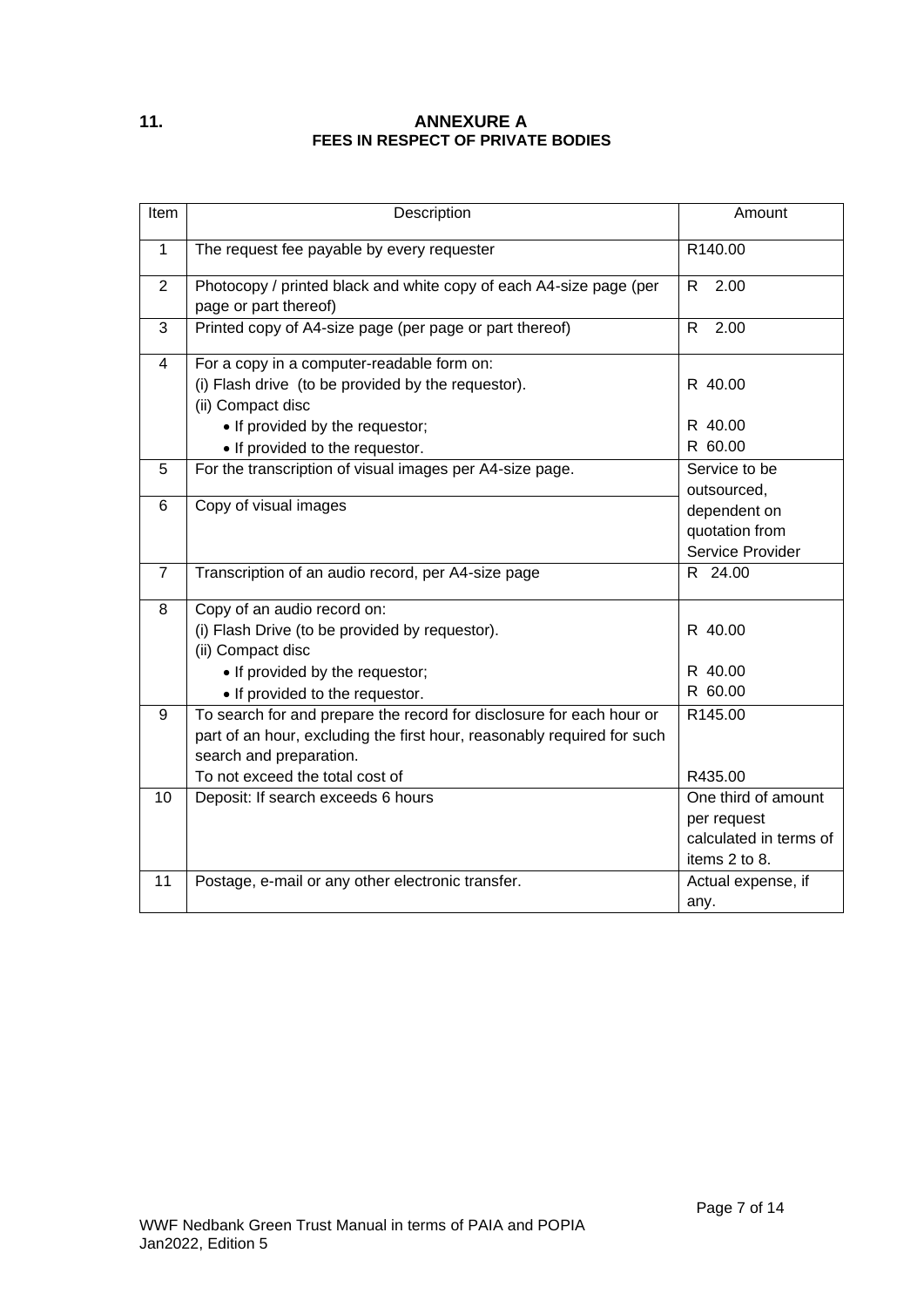## 11. ANNEXURE A
### FEES IN RESPECT OF PRIVATE BODIES

| Item | Description | Amount |
|---|---|---|
| 1 | The request fee payable by every requester | R140.00 |
| 2 | Photocopy / printed black and white copy of each A4-size page (per page or part thereof) | R 2.00 |
| 3 | Printed copy of A4-size page (per page or part thereof) | R 2.00 |
| 4 | For a copy in a computer-readable form on:<br>(i) Flash drive (to be provided by the requestor).<br>(ii) Compact disc<br>• If provided by the requestor;<br>• If provided to the requestor. | <br>R 40.00<br><br>R 40.00<br>R 60.00 |
| 5 | For the transcription of visual images per A4-size page. | Service to be outsourced, dependent on quotation from Service Provider |
| 6 | Copy of visual images | |
| 7 | Transcription of an audio record, per A4-size page | R 24.00 |
| 8 | Copy of an audio record on:<br>(i) Flash Drive (to be provided by requestor).<br>(ii) Compact disc<br>• If provided by the requestor;<br>• If provided to the requestor. | <br>R 40.00<br><br>R 40.00<br>R 60.00 |
| 9 | To search for and prepare the record for disclosure for each hour or part of an hour, excluding the first hour, reasonably required for such search and preparation.<br>To not exceed the total cost of | R145.00<br><br><br>R435.00 |
| 10 | Deposit: If search exceeds 6 hours | One third of amount per request calculated in terms of items 2 to 8. |
| 11 | Postage, e-mail or any other electronic transfer. | Actual expense, if any. |

WWF Nedbank Green Trust Manual in terms of PAIA and POPIA
Jan2022, Edition 5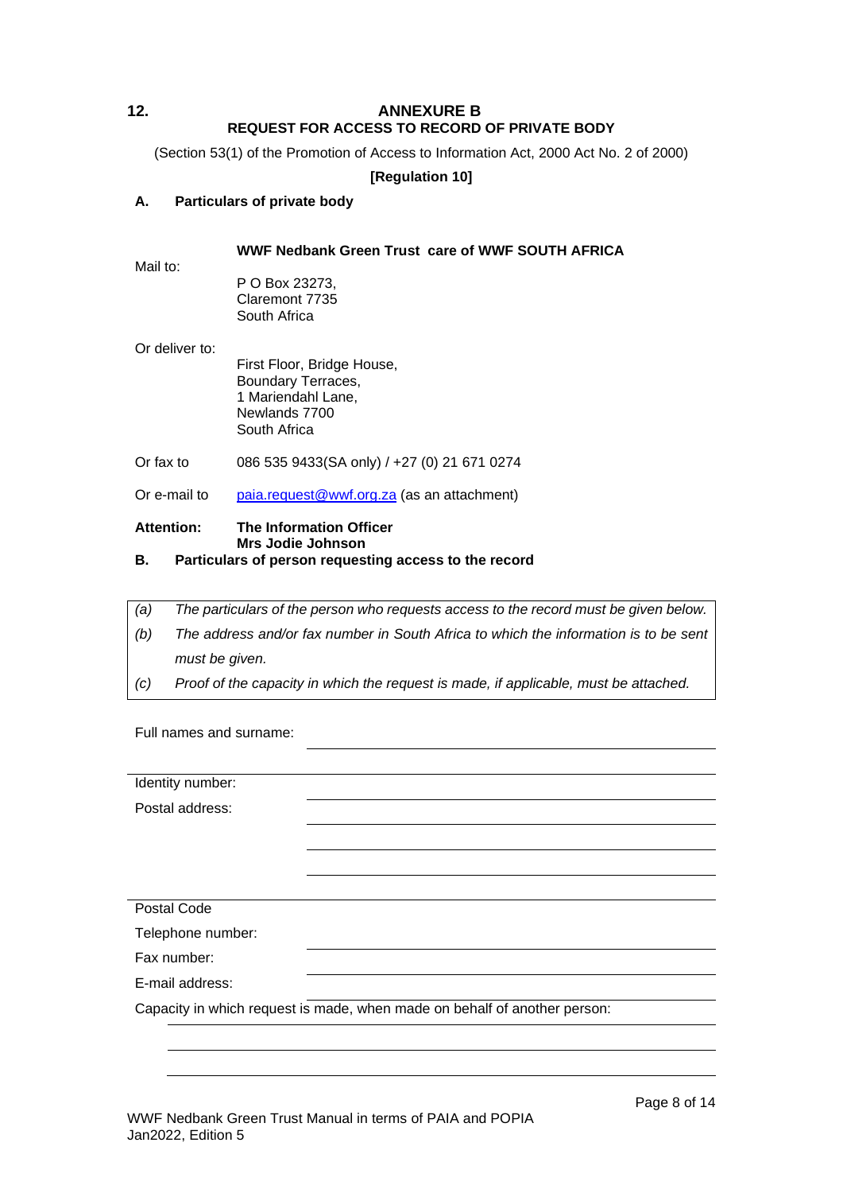## 12. ANNEXURE B

### REQUEST FOR ACCESS TO RECORD OF PRIVATE BODY

(Section 53(1) of the Promotion of Access to Information Act, 2000 Act No. 2 of 2000)

**[Regulation 10]**

### A. Particulars of private body

**WWF Nedbank Green Trust care of WWF SOUTH AFRICA**

Mail to:

P O Box 23273,
Claremont 7735
South Africa

Or deliver to:

First Floor, Bridge House,
Boundary Terraces,
1 Mariendahl Lane,
Newlands 7700
South Africa

Or fax to: 086 535 9433(SA only) / +27 (0) 21 671 0274

Or e-mail to: paia.request@wwf.org.za (as an attachment)

**Attention:** **The Information Officer**
**Mrs Jodie Johnson**

### B. Particulars of person requesting access to the record

*(a) The particulars of the person who requests access to the record must be given below.*

*(b) The address and/or fax number in South Africa to which the information is to be sent must be given.*

*(c) Proof of the capacity in which the request is made, if applicable, must be attached.*

Full names and surname: ______________________________

Identity number: ______________________________

Postal address: ______________________________

______________________________

______________________________

______________________________

Postal Code ______________________________

Telephone number: ______________________________

Fax number: ______________________________

E-mail address: ______________________________

Capacity in which request is made, when made on behalf of another person:

______________________________

______________________________

______________________________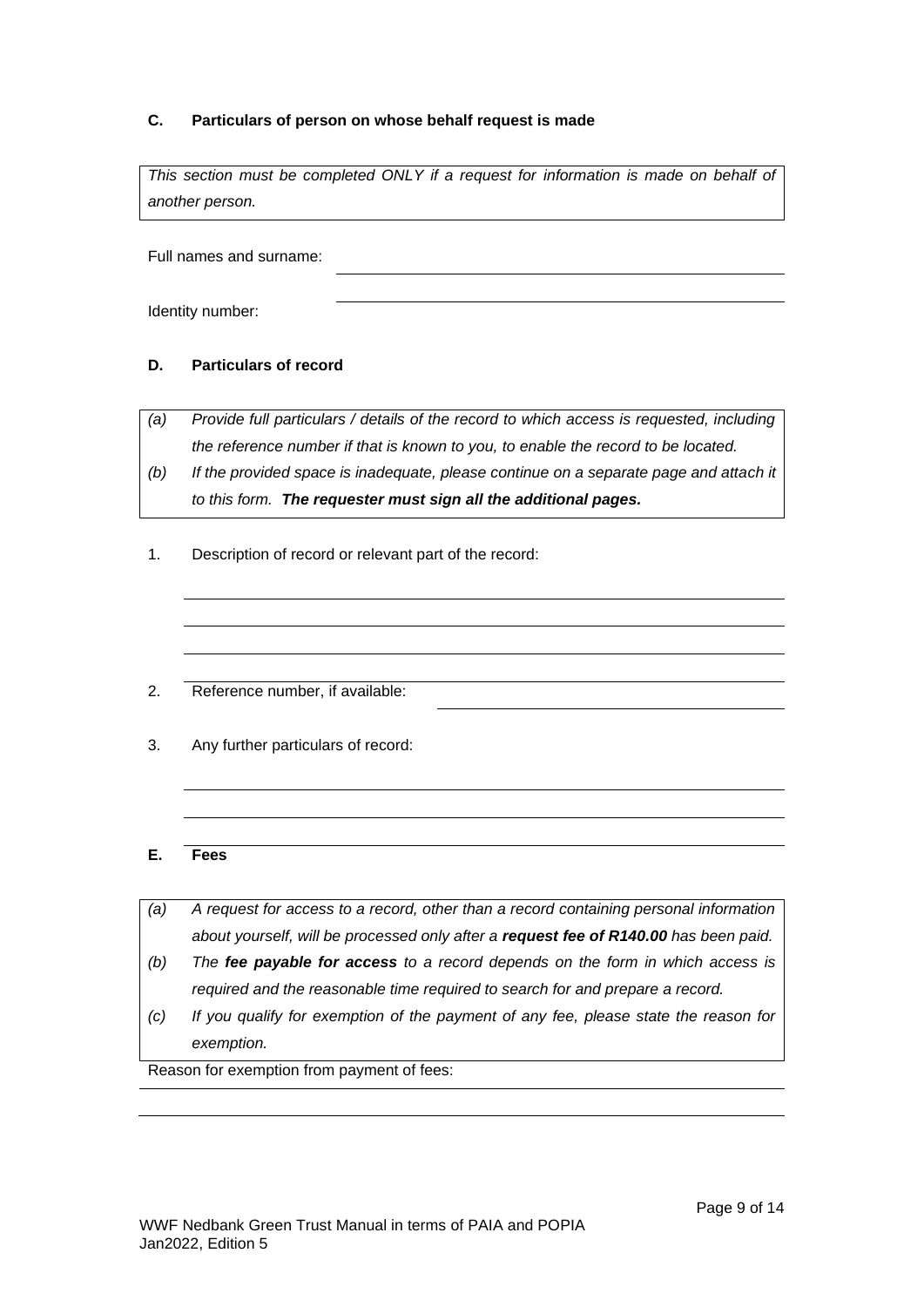## C. Particulars of person on whose behalf request is made

*This section must be completed ONLY if a request for information is made on behalf of another person.*

Full names and surname: \_\_\_\_\_\_\_\_\_\_\_\_\_\_\_\_\_\_\_\_\_\_\_\_\_\_\_\_\_\_\_\_\_\_\_\_\_\_\_\_

Identity number: \_\_\_\_\_\_\_\_\_\_\_\_\_\_\_\_\_\_\_\_\_\_\_\_\_\_\_\_\_\_\_\_\_\_\_\_\_\_\_\_

## D. Particulars of record

*(a) Provide full particulars / details of the record to which access is requested, including the reference number if that is known to you, to enable the record to be located.*

*(b) If the provided space is inadequate, please continue on a separate page and attach it to this form.* ***The requester must sign all the additional pages.***

1. Description of record or relevant part of the record:

\_\_\_\_\_\_\_\_\_\_\_\_\_\_\_\_\_\_\_\_\_\_\_\_\_\_\_\_\_\_\_\_\_\_\_\_\_\_\_\_\_\_\_\_\_\_\_\_\_\_\_\_\_\_\_\_\_\_\_\_\_\_\_\_\_\_\_\_

\_\_\_\_\_\_\_\_\_\_\_\_\_\_\_\_\_\_\_\_\_\_\_\_\_\_\_\_\_\_\_\_\_\_\_\_\_\_\_\_\_\_\_\_\_\_\_\_\_\_\_\_\_\_\_\_\_\_\_\_\_\_\_\_\_\_\_\_

\_\_\_\_\_\_\_\_\_\_\_\_\_\_\_\_\_\_\_\_\_\_\_\_\_\_\_\_\_\_\_\_\_\_\_\_\_\_\_\_\_\_\_\_\_\_\_\_\_\_\_\_\_\_\_\_\_\_\_\_\_\_\_\_\_\_\_\_

\_\_\_\_\_\_\_\_\_\_\_\_\_\_\_\_\_\_\_\_\_\_\_\_\_\_\_\_\_\_\_\_\_\_\_\_\_\_\_\_\_\_\_\_\_\_\_\_\_\_\_\_\_\_\_\_\_\_\_\_\_\_\_\_\_\_\_\_

2. Reference number, if available: \_\_\_\_\_\_\_\_\_\_\_\_\_\_\_\_\_\_\_\_\_\_\_\_\_\_\_\_\_\_\_\_\_\_\_\_\_\_\_\_

3. Any further particulars of record:

\_\_\_\_\_\_\_\_\_\_\_\_\_\_\_\_\_\_\_\_\_\_\_\_\_\_\_\_\_\_\_\_\_\_\_\_\_\_\_\_\_\_\_\_\_\_\_\_\_\_\_\_\_\_\_\_\_\_\_\_\_\_\_\_\_\_\_\_

\_\_\_\_\_\_\_\_\_\_\_\_\_\_\_\_\_\_\_\_\_\_\_\_\_\_\_\_\_\_\_\_\_\_\_\_\_\_\_\_\_\_\_\_\_\_\_\_\_\_\_\_\_\_\_\_\_\_\_\_\_\_\_\_\_\_\_\_

\_\_\_\_\_\_\_\_\_\_\_\_\_\_\_\_\_\_\_\_\_\_\_\_\_\_\_\_\_\_\_\_\_\_\_\_\_\_\_\_\_\_\_\_\_\_\_\_\_\_\_\_\_\_\_\_\_\_\_\_\_\_\_\_\_\_\_\_

## E. Fees

*(a) A request for access to a record, other than a record containing personal information about yourself, will be processed only after a* ***request fee of R140.00*** *has been paid.*

*(b) The* ***fee payable for access*** *to a record depends on the form in which access is required and the reasonable time required to search for and prepare a record.*

*(c) If you qualify for exemption of the payment of any fee, please state the reason for exemption.*

Reason for exemption from payment of fees:

\_\_\_\_\_\_\_\_\_\_\_\_\_\_\_\_\_\_\_\_\_\_\_\_\_\_\_\_\_\_\_\_\_\_\_\_\_\_\_\_\_\_\_\_\_\_\_\_\_\_\_\_\_\_\_\_\_\_\_\_\_\_\_\_\_\_\_\_

\_\_\_\_\_\_\_\_\_\_\_\_\_\_\_\_\_\_\_\_\_\_\_\_\_\_\_\_\_\_\_\_\_\_\_\_\_\_\_\_\_\_\_\_\_\_\_\_\_\_\_\_\_\_\_\_\_\_\_\_\_\_\_\_\_\_\_\_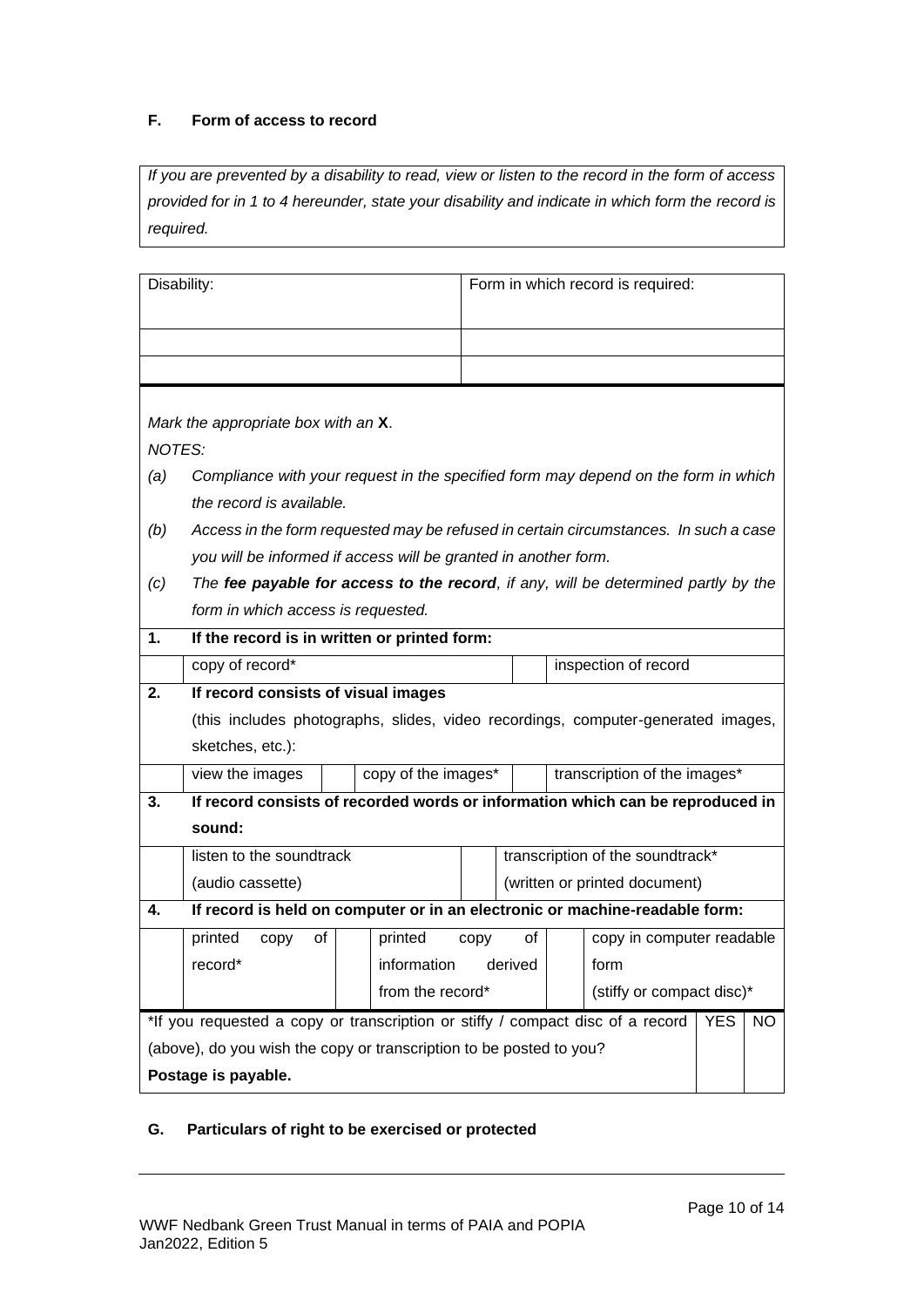**F. Form of access to record**

*If you are prevented by a disability to read, view or listen to the record in the form of access provided for in 1 to 4 hereunder, state your disability and indicate in which form the record is required.*

| Disability: | Form in which record is required: |
|---|---|
| | |
| | |

*Mark the appropriate box with an* **X**.

*NOTES:*

*(a) Compliance with your request in the specified form may depend on the form in which the record is available.*

*(b) Access in the form requested may be refused in certain circumstances. In such a case you will be informed if access will be granted in another form.*

*(c) The* ***fee payable for access to the record****, if any, will be determined partly by the form in which access is requested.*

**1. If the record is in written or printed form:**

| copy of record* | | inspection of record |
|---|---|---|

**2. If record consists of visual images**

(this includes photographs, slides, video recordings, computer-generated images, sketches, etc.):

| view the images | | copy of the images* | | transcription of the images* |
|---|---|---|---|---|

**3. If record consists of recorded words or information which can be reproduced in sound:**

| listen to the soundtrack (audio cassette) | | transcription of the soundtrack* (written or printed document) |
|---|---|---|

**4. If record is held on computer or in an electronic or machine-readable form:**

| printed copy of record* | | printed copy of information derived from the record* | | copy in computer readable form (stiffy or compact disc)* |
|---|---|---|---|---|

| *If you requested a copy or transcription or stiffy / compact disc of a record (above), do you wish the copy or transcription to be posted to you? **Postage is payable.** | YES | NO |
|---|---|---|

**G. Particulars of right to be exercised or protected**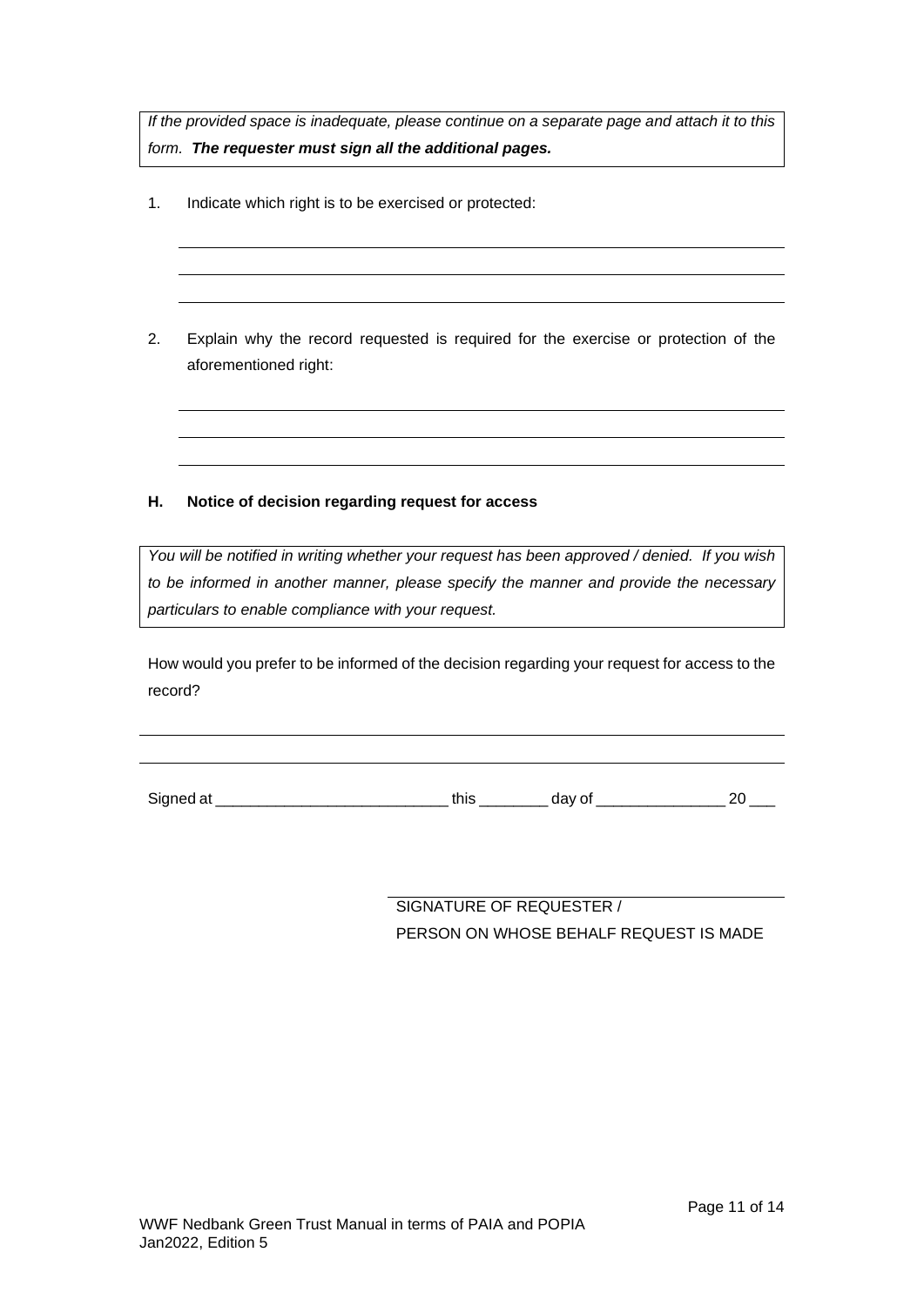*If the provided space is inadequate, please continue on a separate page and attach it to this form.* ***The requester must sign all the additional pages.***

1. Indicate which right is to be exercised or protected:

\_\_\_\_\_\_\_\_\_\_\_\_\_\_\_\_\_\_\_\_\_\_\_\_\_\_\_\_\_\_\_\_\_\_\_\_\_\_\_\_\_\_\_\_\_\_\_\_\_\_\_\_\_\_\_\_\_\_\_\_\_\_\_\_\_\_\_\_\_\_

\_\_\_\_\_\_\_\_\_\_\_\_\_\_\_\_\_\_\_\_\_\_\_\_\_\_\_\_\_\_\_\_\_\_\_\_\_\_\_\_\_\_\_\_\_\_\_\_\_\_\_\_\_\_\_\_\_\_\_\_\_\_\_\_\_\_\_\_\_\_

\_\_\_\_\_\_\_\_\_\_\_\_\_\_\_\_\_\_\_\_\_\_\_\_\_\_\_\_\_\_\_\_\_\_\_\_\_\_\_\_\_\_\_\_\_\_\_\_\_\_\_\_\_\_\_\_\_\_\_\_\_\_\_\_\_\_\_\_\_\_

2. Explain why the record requested is required for the exercise or protection of the aforementioned right:

\_\_\_\_\_\_\_\_\_\_\_\_\_\_\_\_\_\_\_\_\_\_\_\_\_\_\_\_\_\_\_\_\_\_\_\_\_\_\_\_\_\_\_\_\_\_\_\_\_\_\_\_\_\_\_\_\_\_\_\_\_\_\_\_\_\_\_\_\_\_

\_\_\_\_\_\_\_\_\_\_\_\_\_\_\_\_\_\_\_\_\_\_\_\_\_\_\_\_\_\_\_\_\_\_\_\_\_\_\_\_\_\_\_\_\_\_\_\_\_\_\_\_\_\_\_\_\_\_\_\_\_\_\_\_\_\_\_\_\_\_

\_\_\_\_\_\_\_\_\_\_\_\_\_\_\_\_\_\_\_\_\_\_\_\_\_\_\_\_\_\_\_\_\_\_\_\_\_\_\_\_\_\_\_\_\_\_\_\_\_\_\_\_\_\_\_\_\_\_\_\_\_\_\_\_\_\_\_\_\_\_

### H. Notice of decision regarding request for access

*You will be notified in writing whether your request has been approved / denied. If you wish to be informed in another manner, please specify the manner and provide the necessary particulars to enable compliance with your request.*

How would you prefer to be informed of the decision regarding your request for access to the record?

\_\_\_\_\_\_\_\_\_\_\_\_\_\_\_\_\_\_\_\_\_\_\_\_\_\_\_\_\_\_\_\_\_\_\_\_\_\_\_\_\_\_\_\_\_\_\_\_\_\_\_\_\_\_\_\_\_\_\_\_\_\_\_\_\_\_\_\_\_\_\_\_\_\_

\_\_\_\_\_\_\_\_\_\_\_\_\_\_\_\_\_\_\_\_\_\_\_\_\_\_\_\_\_\_\_\_\_\_\_\_\_\_\_\_\_\_\_\_\_\_\_\_\_\_\_\_\_\_\_\_\_\_\_\_\_\_\_\_\_\_\_\_\_\_\_\_\_\_

Signed at \_\_\_\_\_\_\_\_\_\_\_\_\_\_\_\_\_\_\_\_\_\_\_\_\_\_\_\_ this \_\_\_\_\_\_\_\_ day of \_\_\_\_\_\_\_\_\_\_\_\_\_\_\_ 20 \_\_\_

\_\_\_\_\_\_\_\_\_\_\_\_\_\_\_\_\_\_\_\_\_\_\_\_\_\_\_\_\_\_\_\_\_\_\_\_\_\_\_\_\_\_

SIGNATURE OF REQUESTER /
PERSON ON WHOSE BEHALF REQUEST IS MADE

WWF Nedbank Green Trust Manual in terms of PAIA and POPIA
Jan2022, Edition 5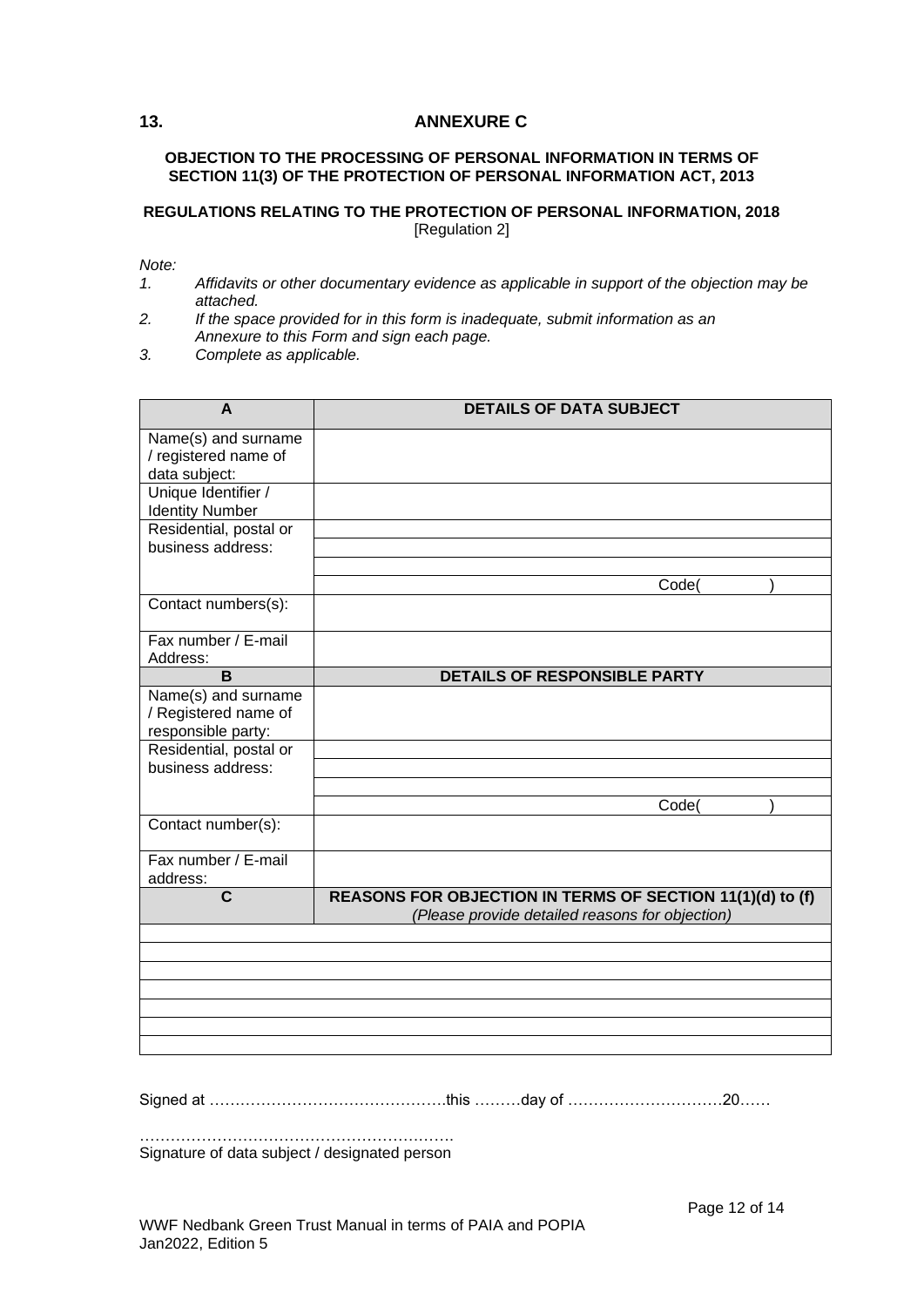## 13. ANNEXURE C

**OBJECTION TO THE PROCESSING OF PERSONAL INFORMATION IN TERMS OF SECTION 11(3) OF THE PROTECTION OF PERSONAL INFORMATION ACT, 2013**

**REGULATIONS RELATING TO THE PROTECTION OF PERSONAL INFORMATION, 2018**
[Regulation 2]

*Note:*

1. *Affidavits or other documentary evidence as applicable in support of the objection may be attached.*
2. *If the space provided for in this form is inadequate, submit information as an Annexure to this Form and sign each page.*
3. *Complete as applicable.*

| **A** | **DETAILS OF DATA SUBJECT** |
|---|---|
| Name(s) and surname / registered name of data subject: | |
| Unique Identifier / Identity Number | |
| Residential, postal or business address: | |
| | |
| | |
| | Code(            ) |
| Contact numbers(s): | |
| Fax number / E-mail Address: | |
| **B** | **DETAILS OF RESPONSIBLE PARTY** |
| Name(s) and surname / Registered name of responsible party: | |
| Residential, postal or business address: | |
| | |
| | |
| | Code(            ) |
| Contact number(s): | |
| Fax number / E-mail address: | |
| **C** | **REASONS FOR OBJECTION IN TERMS OF SECTION 11(1)(d) to (f)** *(Please provide detailed reasons for objection)* |
| | |
| | |
| | |
| | |
| | |
| | |
| | |

Signed at ……………………………………….this ………day of …………………………20……

…………………………………………………….
Signature of data subject / designated person

WWF Nedbank Green Trust Manual in terms of PAIA and POPIA
Jan2022, Edition 5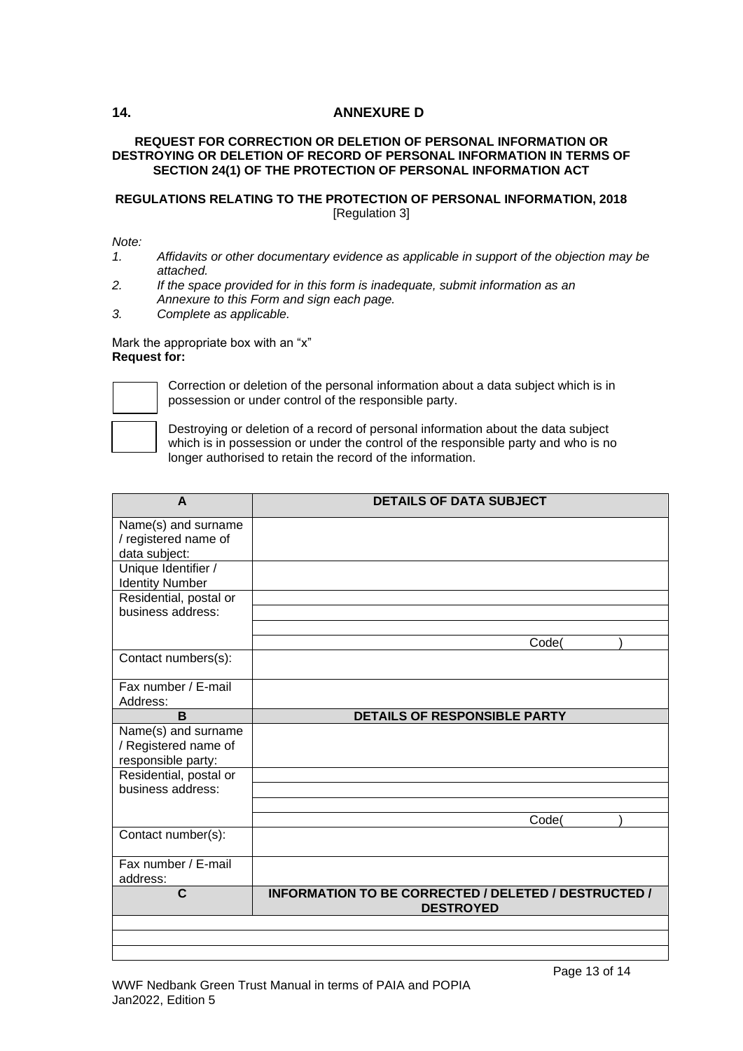## 14. ANNEXURE D

**REQUEST FOR CORRECTION OR DELETION OF PERSONAL INFORMATION OR DESTROYING OR DELETION OF RECORD OF PERSONAL INFORMATION IN TERMS OF SECTION 24(1) OF THE PROTECTION OF PERSONAL INFORMATION ACT**

**REGULATIONS RELATING TO THE PROTECTION OF PERSONAL INFORMATION, 2018**
[Regulation 3]

*Note:*

1. *Affidavits or other documentary evidence as applicable in support of the objection may be attached.*
2. *If the space provided for in this form is inadequate, submit information as an Annexure to this Form and sign each page.*
3. *Complete as applicable.*

Mark the appropriate box with an "x"
**Request for:**

☐ Correction or deletion of the personal information about a data subject which is in possession or under control of the responsible party.

☐ Destroying or deletion of a record of personal information about the data subject which is in possession or under the control of the responsible party and who is no longer authorised to retain the record of the information.

| A | DETAILS OF DATA SUBJECT |
|---|---|
| Name(s) and surname / registered name of data subject: | |
| Unique Identifier / Identity Number | |
| Residential, postal or business address: | |
| | |
| | |
| | Code( ) |
| Contact numbers(s): | |
| Fax number / E-mail Address: | |
| **B** | **DETAILS OF RESPONSIBLE PARTY** |
| Name(s) and surname / Registered name of responsible party: | |
| Residential, postal or business address: | |
| | |
| | |
| | Code( ) |
| Contact number(s): | |
| Fax number / E-mail address: | |
| **C** | **INFORMATION TO BE CORRECTED / DELETED / DESTRUCTED / DESTROYED** |
| | |
| | |
| | |

WWF Nedbank Green Trust Manual in terms of PAIA and POPIA
Jan2022, Edition 5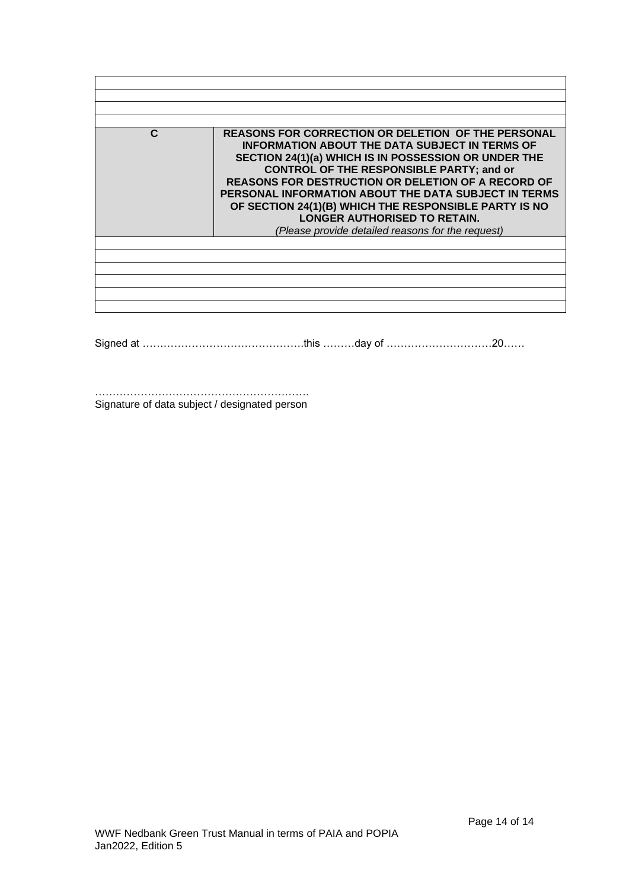| | |
|---|---|
| | |
| | |
| | |
| | |
| **C** | **REASONS FOR CORRECTION OR DELETION OF THE PERSONAL INFORMATION ABOUT THE DATA SUBJECT IN TERMS OF SECTION 24(1)(a) WHICH IS IN POSSESSION OR UNDER THE CONTROL OF THE RESPONSIBLE PARTY; and or REASONS FOR DESTRUCTION OR DELETION OF A RECORD OF PERSONAL INFORMATION ABOUT THE DATA SUBJECT IN TERMS OF SECTION 24(1)(B) WHICH THE RESPONSIBLE PARTY IS NO LONGER AUTHORISED TO RETAIN.** *(Please provide detailed reasons for the request)* |
| | |
| | |
| | |
| | |
| | |
| | |

Signed at ……………………………………….this ………day of …………………………20……

…………………………………………………….
Signature of data subject / designated person

WWF Nedbank Green Trust Manual in terms of PAIA and POPIA
Jan2022, Edition 5